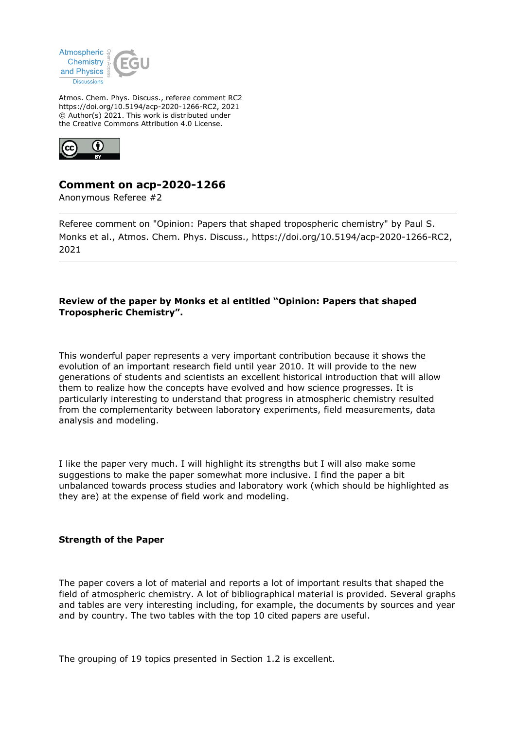Atmos. Chem. Phys. Discuss., referee comment RC2
https://doi.org/10.5194/acp-2020-1266-RC2, 2021
© Author(s) 2021. This work is distributed under
the Creative Commons Attribution 4.0 License.

# Comment on acp-2020-1266

Anonymous Referee #2

---

Referee comment on "Opinion: Papers that shaped tropospheric chemistry" by Paul S. Monks et al., Atmos. Chem. Phys. Discuss., https://doi.org/10.5194/acp-2020-1266-RC2, 2021

---

**Review of the paper by Monks et al entitled "Opinion: Papers that shaped Tropospheric Chemistry".**

This wonderful paper represents a very important contribution because it shows the evolution of an important research field until year 2010. It will provide to the new generations of students and scientists an excellent historical introduction that will allow them to realize how the concepts have evolved and how science progresses. It is particularly interesting to understand that progress in atmospheric chemistry resulted from the complementarity between laboratory experiments, field measurements, data analysis and modeling.

I like the paper very much. I will highlight its strengths but I will also make some suggestions to make the paper somewhat more inclusive. I find the paper a bit unbalanced towards process studies and laboratory work (which should be highlighted as they are) at the expense of field work and modeling.

**Strength of the Paper**

The paper covers a lot of material and reports a lot of important results that shaped the field of atmospheric chemistry. A lot of bibliographical material is provided. Several graphs and tables are very interesting including, for example, the documents by sources and year and by country. The two tables with the top 10 cited papers are useful.

The grouping of 19 topics presented in Section 1.2 is excellent.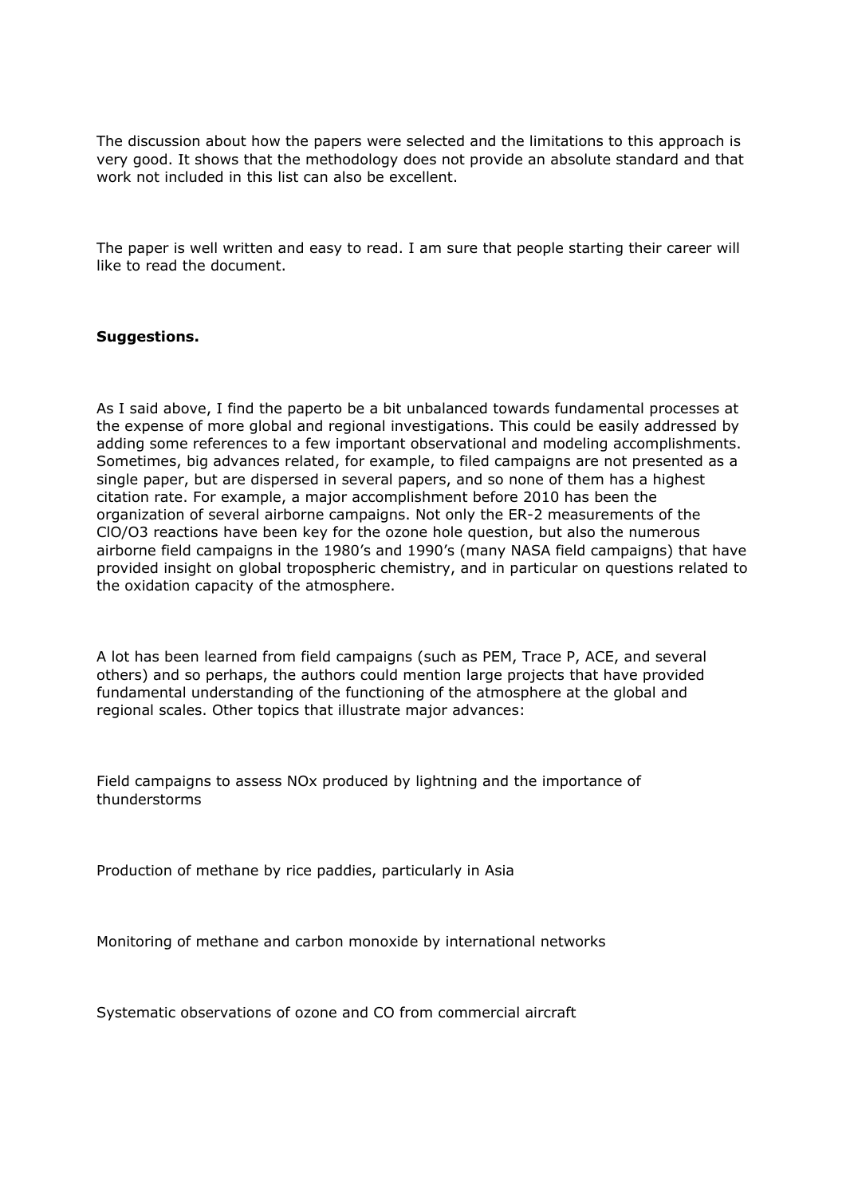The discussion about how the papers were selected and the limitations to this approach is very good. It shows that the methodology does not provide an absolute standard and that work not included in this list can also be excellent.

The paper is well written and easy to read. I am sure that people starting their career will like to read the document.

**Suggestions.**

As I said above, I find the paperto be a bit unbalanced towards fundamental processes at the expense of more global and regional investigations. This could be easily addressed by adding some references to a few important observational and modeling accomplishments. Sometimes, big advances related, for example, to filed campaigns are not presented as a single paper, but are dispersed in several papers, and so none of them has a highest citation rate. For example, a major accomplishment before 2010 has been the organization of several airborne campaigns. Not only the ER-2 measurements of the $ClO/O_3$ reactions have been key for the ozone hole question, but also the numerous airborne field campaigns in the 1980's and 1990's (many NASA field campaigns) that have provided insight on global tropospheric chemistry, and in particular on questions related to the oxidation capacity of the atmosphere.

A lot has been learned from field campaigns (such as PEM, Trace P, ACE, and several others) and so perhaps, the authors could mention large projects that have provided fundamental understanding of the functioning of the atmosphere at the global and regional scales. Other topics that illustrate major advances:

Field campaigns to assess $NO_x$ produced by lightning and the importance of thunderstorms

Production of methane by rice paddies, particularly in Asia

Monitoring of methane and carbon monoxide by international networks

Systematic observations of ozone and CO from commercial aircraft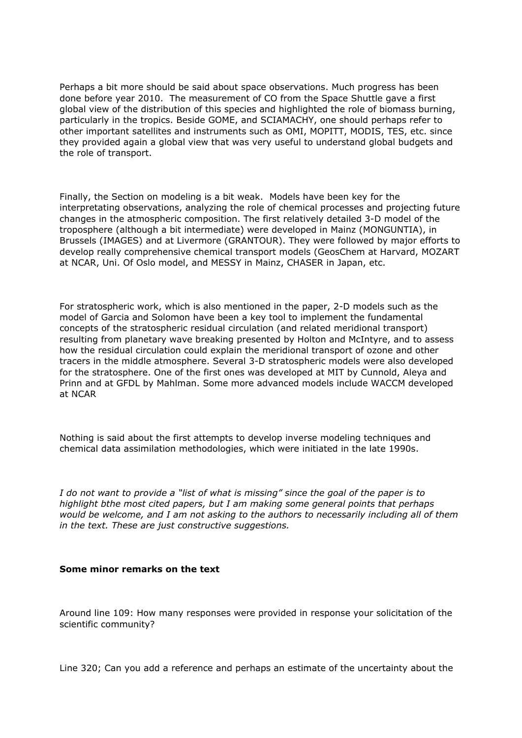Perhaps a bit more should be said about space observations. Much progress has been done before year 2010. The measurement of CO from the Space Shuttle gave a first global view of the distribution of this species and highlighted the role of biomass burning, particularly in the tropics. Beside GOME, and SCIAMACHY, one should perhaps refer to other important satellites and instruments such as OMI, MOPITT, MODIS, TES, etc. since they provided again a global view that was very useful to understand global budgets and the role of transport.

Finally, the Section on modeling is a bit weak. Models have been key for the interpretating observations, analyzing the role of chemical processes and projecting future changes in the atmospheric composition. The first relatively detailed 3-D model of the troposphere (although a bit intermediate) were developed in Mainz (MONGUNTIA), in Brussels (IMAGES) and at Livermore (GRANTOUR). They were followed by major efforts to develop really comprehensive chemical transport models (GeosChem at Harvard, MOZART at NCAR, Uni. Of Oslo model, and MESSY in Mainz, CHASER in Japan, etc.

For stratospheric work, which is also mentioned in the paper, 2-D models such as the model of Garcia and Solomon have been a key tool to implement the fundamental concepts of the stratospheric residual circulation (and related meridional transport) resulting from planetary wave breaking presented by Holton and McIntyre, and to assess how the residual circulation could explain the meridional transport of ozone and other tracers in the middle atmosphere. Several 3-D stratospheric models were also developed for the stratosphere. One of the first ones was developed at MIT by Cunnold, Aleya and Prinn and at GFDL by Mahlman. Some more advanced models include WACCM developed at NCAR

Nothing is said about the first attempts to develop inverse modeling techniques and chemical data assimilation methodologies, which were initiated in the late 1990s.

*I do not want to provide a "list of what is missing" since the goal of the paper is to highlight bthe most cited papers, but I am making some general points that perhaps would be welcome, and I am not asking to the authors to necessarily including all of them in the text. These are just constructive suggestions.*

**Some minor remarks on the text**

Around line 109: How many responses were provided in response your solicitation of the scientific community?

Line 320; Can you add a reference and perhaps an estimate of the uncertainty about the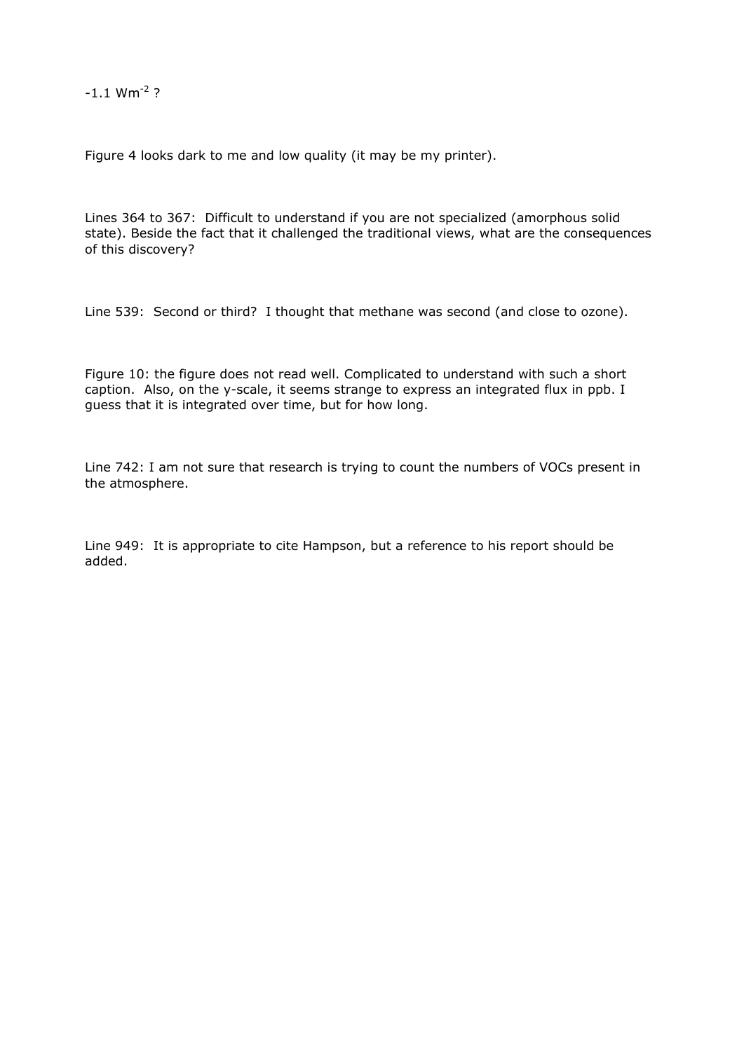$-1.1\ Wm^{-2}$ ?

Figure 4 looks dark to me and low quality (it may be my printer).

Lines 364 to 367: Difficult to understand if you are not specialized (amorphous solid state). Beside the fact that it challenged the traditional views, what are the consequences of this discovery?

Line 539: Second or third? I thought that methane was second (and close to ozone).

Figure 10: the figure does not read well. Complicated to understand with such a short caption. Also, on the y-scale, it seems strange to express an integrated flux in ppb. I guess that it is integrated over time, but for how long.

Line 742: I am not sure that research is trying to count the numbers of VOCs present in the atmosphere.

Line 949: It is appropriate to cite Hampson, but a reference to his report should be added.